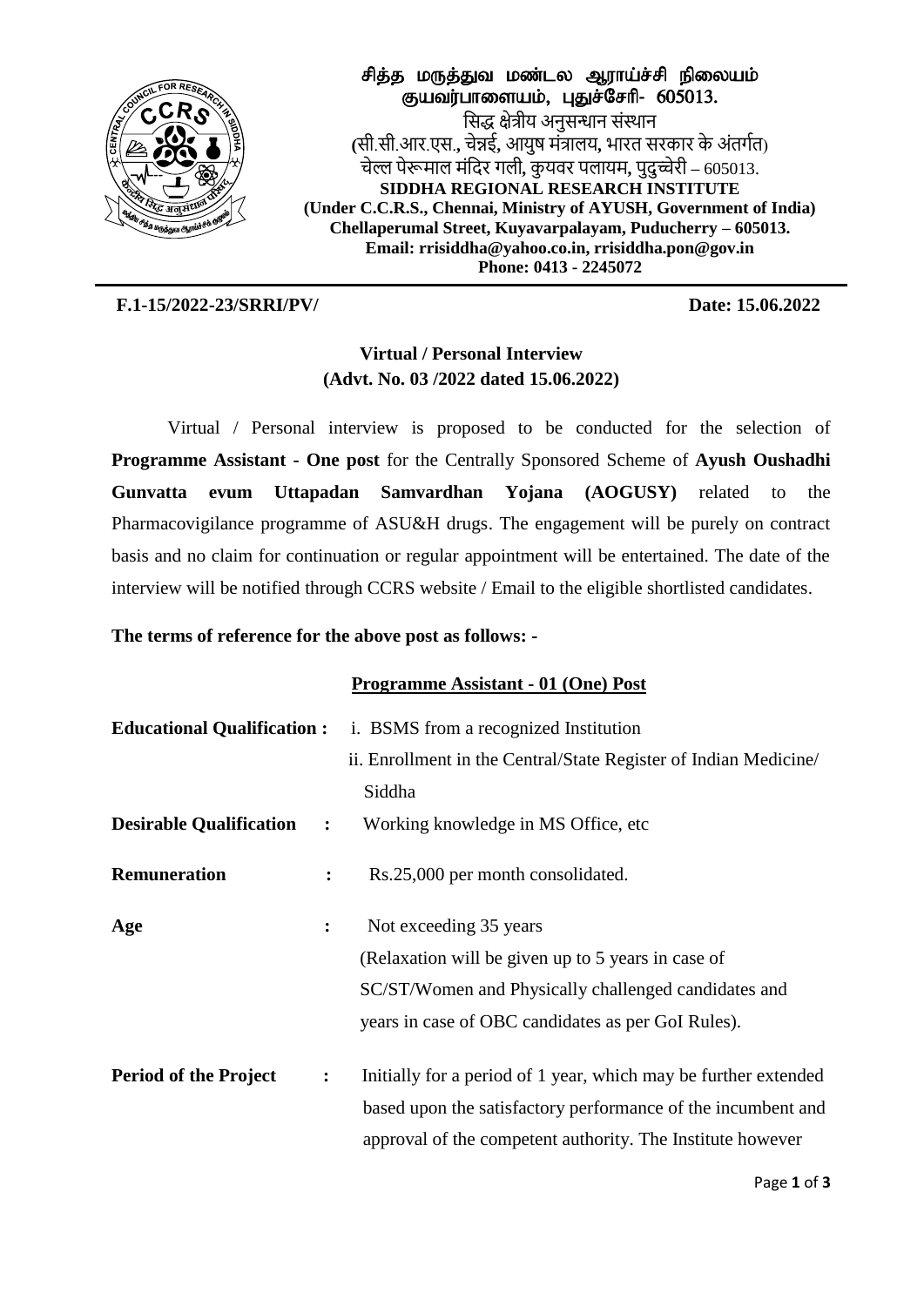சித்த மருத்துவ மண்டல ஆராய்ச்சி நிலையம்
குயவர்பாளையம், புதுச்சேரி- 605013.
सिद्ध क्षेत्रीय अनुसन्धान संस्थान
(सी.सी.आर.एस., चेन्नई, आयुष मंत्रालय, भारत सरकार के अंतर्गत)
चेल्ल पेरूमाल मंदिर गली, कुयवर पलायम, पुदुच्चेरी – 605013.

**SIDDHA REGIONAL RESEARCH INSTITUTE**
**(Under C.C.R.S., Chennai, Ministry of AYUSH, Government of India)**
**Chellaperumal Street, Kuyavarpalayam, Puducherry – 605013.**
**Email: rrisiddha@yahoo.co.in, rrisiddha.pon@gov.in**
**Phone: 0413 - 2245072**

---

**F.1-15/2022-23/SRRI/PV/** **Date: 15.06.2022**

## Virtual / Personal Interview
## (Advt. No. 03 /2022 dated 15.06.2022)

Virtual / Personal interview is proposed to be conducted for the selection of **Programme Assistant - One post** for the Centrally Sponsored Scheme of **Ayush Oushadhi Gunvatta evum Uttapadan Samvardhan Yojana (AOGUSY)** related to the Pharmacovigilance programme of ASU&H drugs. The engagement will be purely on contract basis and no claim for continuation or regular appointment will be entertained. The date of the interview will be notified through CCRS website / Email to the eligible shortlisted candidates.

**The terms of reference for the above post as follows: -**

### <u>Programme Assistant - 01 (One) Post</u>

**Educational Qualification :** i. BSMS from a recognized Institution
ii. Enrollment in the Central/State Register of Indian Medicine/ Siddha

**Desirable Qualification :** Working knowledge in MS Office, etc

**Remuneration :** Rs.25,000 per month consolidated.

**Age :** Not exceeding 35 years
(Relaxation will be given up to 5 years in case of SC/ST/Women and Physically challenged candidates and years in case of OBC candidates as per GoI Rules).

**Period of the Project :** Initially for a period of 1 year, which may be further extended based upon the satisfactory performance of the incumbent and approval of the competent authority. The Institute however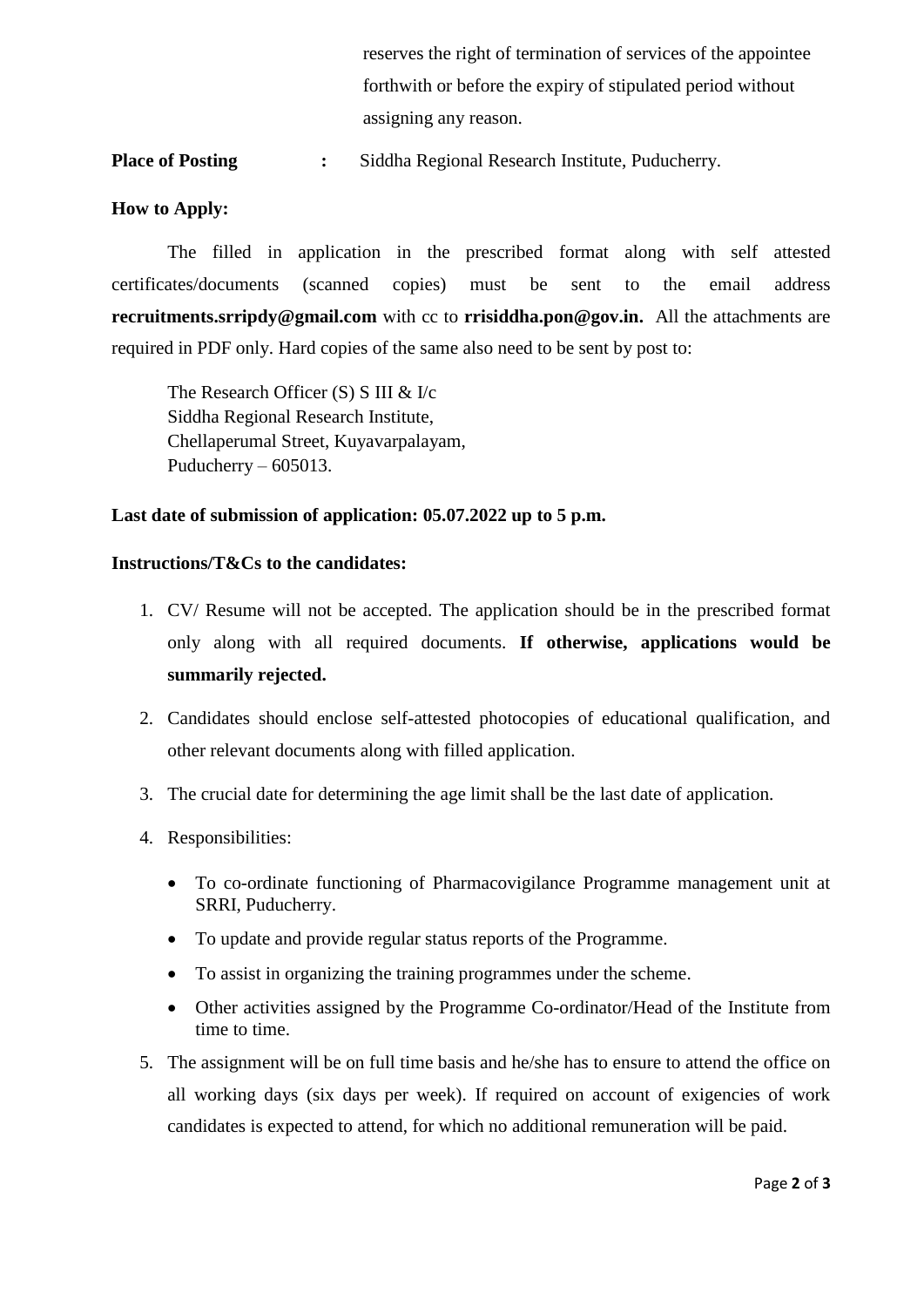reserves the right of termination of services of the appointee forthwith or before the expiry of stipulated period without assigning any reason.

**Place of Posting** **:** Siddha Regional Research Institute, Puducherry.

**How to Apply:**

The filled in application in the prescribed format along with self attested certificates/documents (scanned copies) must be sent to the email address **recruitments.srripdy@gmail.com** with cc to **rrisiddha.pon@gov.in.** All the attachments are required in PDF only. Hard copies of the same also need to be sent by post to:

The Research Officer (S) S III & I/c
Siddha Regional Research Institute,
Chellaperumal Street, Kuyavarpalayam,
Puducherry – 605013.

**Last date of submission of application: 05.07.2022 up to 5 p.m.**

**Instructions/T&Cs to the candidates:**

1. CV/ Resume will not be accepted. The application should be in the prescribed format only along with all required documents. **If otherwise, applications would be summarily rejected.**
2. Candidates should enclose self-attested photocopies of educational qualification, and other relevant documents along with filled application.
3. The crucial date for determining the age limit shall be the last date of application.
4. Responsibilities:
   - To co-ordinate functioning of Pharmacovigilance Programme management unit at SRRI, Puducherry.
   - To update and provide regular status reports of the Programme.
   - To assist in organizing the training programmes under the scheme.
   - Other activities assigned by the Programme Co-ordinator/Head of the Institute from time to time.
5. The assignment will be on full time basis and he/she has to ensure to attend the office on all working days (six days per week). If required on account of exigencies of work candidates is expected to attend, for which no additional remuneration will be paid.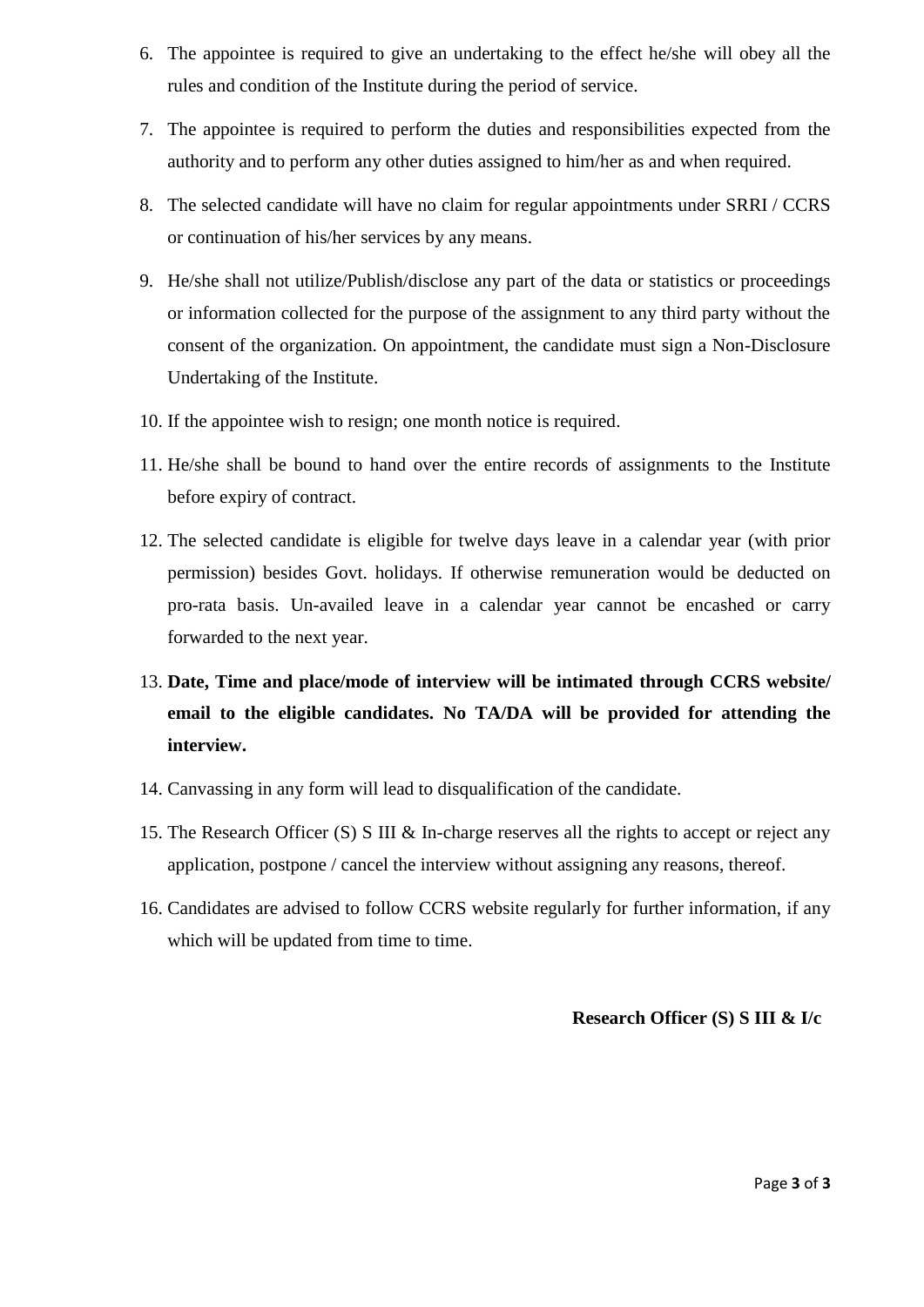6. The appointee is required to give an undertaking to the effect he/she will obey all the rules and condition of the Institute during the period of service.
7. The appointee is required to perform the duties and responsibilities expected from the authority and to perform any other duties assigned to him/her as and when required.
8. The selected candidate will have no claim for regular appointments under SRRI / CCRS or continuation of his/her services by any means.
9. He/she shall not utilize/Publish/disclose any part of the data or statistics or proceedings or information collected for the purpose of the assignment to any third party without the consent of the organization. On appointment, the candidate must sign a Non-Disclosure Undertaking of the Institute.
10. If the appointee wish to resign; one month notice is required.
11. He/she shall be bound to hand over the entire records of assignments to the Institute before expiry of contract.
12. The selected candidate is eligible for twelve days leave in a calendar year (with prior permission) besides Govt. holidays. If otherwise remuneration would be deducted on pro-rata basis. Un-availed leave in a calendar year cannot be encashed or carry forwarded to the next year.
13. **Date, Time and place/mode of interview will be intimated through CCRS website/ email to the eligible candidates. No TA/DA will be provided for attending the interview.**
14. Canvassing in any form will lead to disqualification of the candidate.
15. The Research Officer (S) S III & In-charge reserves all the rights to accept or reject any application, postpone / cancel the interview without assigning any reasons, thereof.
16. Candidates are advised to follow CCRS website regularly for further information, if any which will be updated from time to time.

**Research Officer (S) S III & I/c**